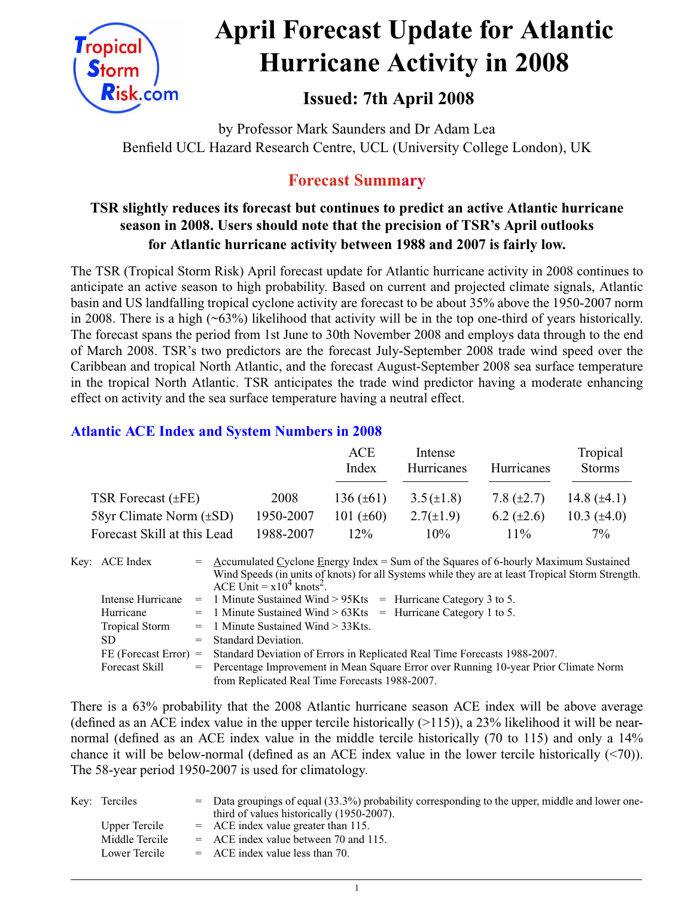# April Forecast Update for Atlantic Hurricane Activity in 2008

## Issued: 7th April 2008

by Professor Mark Saunders and Dr Adam Lea
Benfield UCL Hazard Research Centre, UCL (University College London), UK

## Forecast Summary

**TSR slightly reduces its forecast but continues to predict an active Atlantic hurricane season in 2008. Users should note that the precision of TSR's April outlooks for Atlantic hurricane activity between 1988 and 2007 is fairly low.**

The TSR (Tropical Storm Risk) April forecast update for Atlantic hurricane activity in 2008 continues to anticipate an active season to high probability. Based on current and projected climate signals, Atlantic basin and US landfalling tropical cyclone activity are forecast to be about 35% above the 1950-2007 norm in 2008. There is a high (~63%) likelihood that activity will be in the top one-third of years historically. The forecast spans the period from 1st June to 30th November 2008 and employs data through to the end of March 2008. TSR's two predictors are the forecast July-September 2008 trade wind speed over the Caribbean and tropical North Atlantic, and the forecast August-September 2008 sea surface temperature in the tropical North Atlantic. TSR anticipates the trade wind predictor having a moderate enhancing effect on activity and the sea surface temperature having a neutral effect.

### Atlantic ACE Index and System Numbers in 2008

| | | ACE Index | Intense Hurricanes | Hurricanes | Tropical Storms |
|---|---|---|---|---|---|
| TSR Forecast (±FE) | 2008 | 136 (±61) | 3.5 (±1.8) | 7.8 (±2.7) | 14.8 (±4.1) |
| 58yr Climate Norm (±SD) | 1950-2007 | 101 (±60) | 2.7(±1.9) | 6.2 (±2.6) | 10.3 (±4.0) |
| Forecast Skill at this Lead | 1988-2007 | 12% | 10% | 11% | 7% |

Key:
- ACE Index = Accumulated Cyclone Energy Index = Sum of the Squares of 6-hourly Maximum Sustained Wind Speeds (in units of knots) for all Systems while they are at least Tropical Storm Strength. ACE Unit = $x10^4$ $knots^2$.
- Intense Hurricane = 1 Minute Sustained Wind > 95Kts = Hurricane Category 3 to 5.
- Hurricane = 1 Minute Sustained Wind > 63Kts = Hurricane Category 1 to 5.
- Tropical Storm = 1 Minute Sustained Wind > 33Kts.
- SD = Standard Deviation.
- FE (Forecast Error) = Standard Deviation of Errors in Replicated Real Time Forecasts 1988-2007.
- Forecast Skill = Percentage Improvement in Mean Square Error over Running 10-year Prior Climate Norm from Replicated Real Time Forecasts 1988-2007.

There is a 63% probability that the 2008 Atlantic hurricane season ACE index will be above average (defined as an ACE index value in the upper tercile historically (>115)), a 23% likelihood it will be near-normal (defined as an ACE index value in the middle tercile historically (70 to 115) and only a 14% chance it will be below-normal (defined as an ACE index value in the lower tercile historically (<70)). The 58-year period 1950-2007 is used for climatology.

Key:
- Terciles = Data groupings of equal (33.3%) probability corresponding to the upper, middle and lower one-third of values historically (1950-2007).
- Upper Tercile = ACE index value greater than 115.
- Middle Tercile = ACE index value between 70 and 115.
- Lower Tercile = ACE index value less than 70.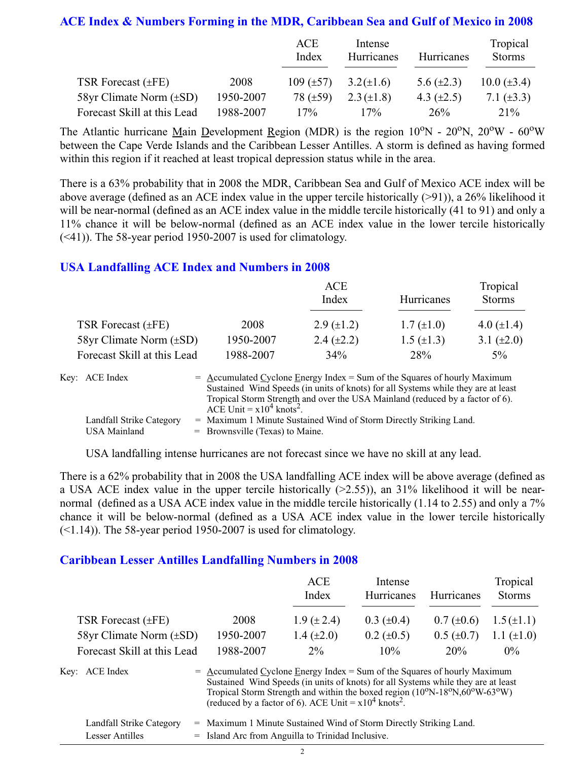## ACE Index & Numbers Forming in the MDR, Caribbean Sea and Gulf of Mexico in 2008

| | | ACE Index | Intense Hurricanes | Hurricanes | Tropical Storms |
|---|---|---|---|---|---|
| TSR Forecast (±FE) | 2008 | 109 (±57) | 3.2(±1.6) | 5.6 (±2.3) | 10.0 (±3.4) |
| 58yr Climate Norm (±SD) | 1950-2007 | 78 (±59) | 2.3 (±1.8) | 4.3 (±2.5) | 7.1 (±3.3) |
| Forecast Skill at this Lead | 1988-2007 | 17% | 17% | 26% | 21% |

The Atlantic hurricane Main Development Region (MDR) is the region 10°N - 20°N, 20°W - 60°W between the Cape Verde Islands and the Caribbean Lesser Antilles. A storm is defined as having formed within this region if it reached at least tropical depression status while in the area.

There is a 63% probability that in 2008 the MDR, Caribbean Sea and Gulf of Mexico ACE index will be above average (defined as an ACE index value in the upper tercile historically (>91)), a 26% likelihood it will be near-normal (defined as an ACE index value in the middle tercile historically (41 to 91) and only a 11% chance it will be below-normal (defined as an ACE index value in the lower tercile historically (<41)). The 58-year period 1950-2007 is used for climatology.

## USA Landfalling ACE Index and Numbers in 2008

| | | ACE Index | Hurricanes | Tropical Storms |
|---|---|---|---|---|
| TSR Forecast (±FE) | 2008 | 2.9 (±1.2) | 1.7 (±1.0) | 4.0 (±1.4) |
| 58yr Climate Norm (±SD) | 1950-2007 | 2.4 (±2.2) | 1.5 (±1.3) | 3.1 (±2.0) |
| Forecast Skill at this Lead | 1988-2007 | 34% | 28% | 5% |

Key:
- ACE Index = Accumulated Cyclone Energy Index = Sum of the Squares of hourly Maximum Sustained Wind Speeds (in units of knots) for all Systems while they are at least Tropical Storm Strength and over the USA Mainland (reduced by a factor of 6). ACE Unit = $x10^4$ knots$^2$.
- Landfall Strike Category = Maximum 1 Minute Sustained Wind of Storm Directly Striking Land.
- USA Mainland = Brownsville (Texas) to Maine.

USA landfalling intense hurricanes are not forecast since we have no skill at any lead.

There is a 62% probability that in 2008 the USA landfalling ACE index will be above average (defined as a USA ACE index value in the upper tercile historically (>2.55)), an 31% likelihood it will be near-normal (defined as a USA ACE index value in the middle tercile historically (1.14 to 2.55) and only a 7% chance it will be below-normal (defined as a USA ACE index value in the lower tercile historically (<1.14)). The 58-year period 1950-2007 is used for climatology.

## Caribbean Lesser Antilles Landfalling Numbers in 2008

| | | ACE Index | Intense Hurricanes | Hurricanes | Tropical Storms |
|---|---|---|---|---|---|
| TSR Forecast (±FE) | 2008 | 1.9 (± 2.4) | 0.3 (±0.4) | 0.7 (±0.6) | 1.5 (±1.1) |
| 58yr Climate Norm (±SD) | 1950-2007 | 1.4 (±2.0) | 0.2 (±0.5) | 0.5 (±0.7) | 1.1 (±1.0) |
| Forecast Skill at this Lead | 1988-2007 | 2% | 10% | 20% | 0% |

Key:
- ACE Index = Accumulated Cyclone Energy Index = Sum of the Squares of hourly Maximum Sustained Wind Speeds (in units of knots) for all Systems while they are at least Tropical Storm Strength and within the boxed region (10°N-18°N,60°W-63°W) (reduced by a factor of 6). ACE Unit = $x10^4$ knots$^2$.
- Landfall Strike Category = Maximum 1 Minute Sustained Wind of Storm Directly Striking Land.
- Lesser Antilles = Island Arc from Anguilla to Trinidad Inclusive.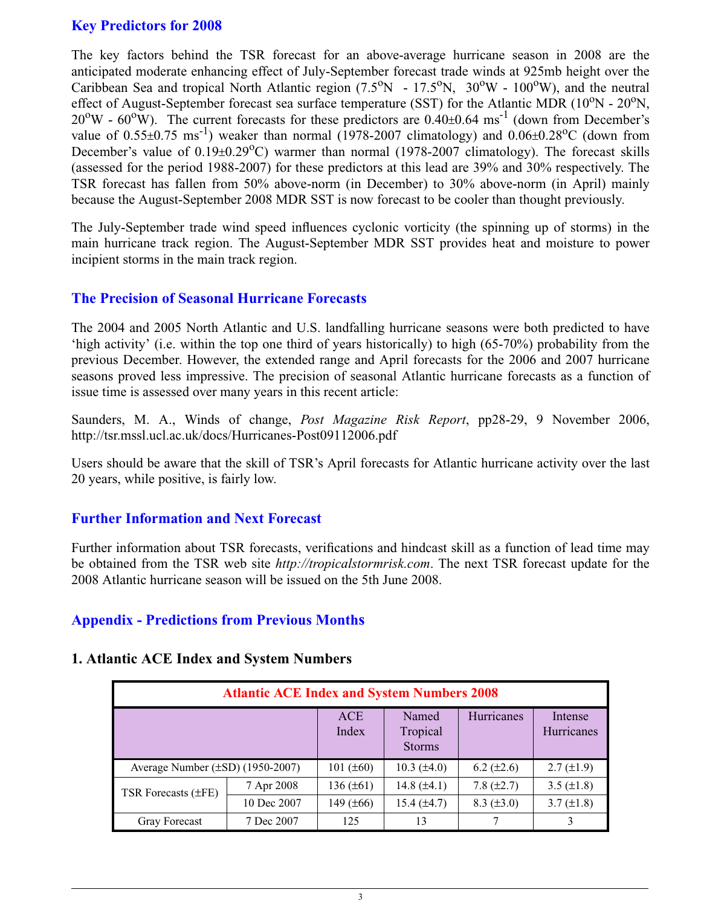## Key Predictors for 2008

The key factors behind the TSR forecast for an above-average hurricane season in 2008 are the anticipated moderate enhancing effect of July-September forecast trade winds at 925mb height over the Caribbean Sea and tropical North Atlantic region (7.5°N - 17.5°N, 30°W - 100°W), and the neutral effect of August-September forecast sea surface temperature (SST) for the Atlantic MDR (10°N - 20°N, 20°W - 60°W). The current forecasts for these predictors are 0.40±0.64 $ms^{-1}$ (down from December's value of 0.55±0.75 $ms^{-1}$) weaker than normal (1978-2007 climatology) and 0.06±0.28°C (down from December's value of 0.19±0.29°C) warmer than normal (1978-2007 climatology). The forecast skills (assessed for the period 1988-2007) for these predictors at this lead are 39% and 30% respectively. The TSR forecast has fallen from 50% above-norm (in December) to 30% above-norm (in April) mainly because the August-September 2008 MDR SST is now forecast to be cooler than thought previously.

The July-September trade wind speed influences cyclonic vorticity (the spinning up of storms) in the main hurricane track region. The August-September MDR SST provides heat and moisture to power incipient storms in the main track region.

## The Precision of Seasonal Hurricane Forecasts

The 2004 and 2005 North Atlantic and U.S. landfalling hurricane seasons were both predicted to have 'high activity' (i.e. within the top one third of years historically) to high (65-70%) probability from the previous December. However, the extended range and April forecasts for the 2006 and 2007 hurricane seasons proved less impressive. The precision of seasonal Atlantic hurricane forecasts as a function of issue time is assessed over many years in this recent article:

Saunders, M. A., Winds of change, *Post Magazine Risk Report*, pp28-29, 9 November 2006, http://tsr.mssl.ucl.ac.uk/docs/Hurricanes-Post09112006.pdf

Users should be aware that the skill of TSR's April forecasts for Atlantic hurricane activity over the last 20 years, while positive, is fairly low.

## Further Information and Next Forecast

Further information about TSR forecasts, verifications and hindcast skill as a function of lead time may be obtained from the TSR web site *http://tropicalstormrisk.com*. The next TSR forecast update for the 2008 Atlantic hurricane season will be issued on the 5th June 2008.

## Appendix - Predictions from Previous Months

### 1. Atlantic ACE Index and System Numbers

| Atlantic ACE Index and System Numbers 2008 | | | | | |
|---|---|---|---|---|---|
| | | ACE Index | Named Tropical Storms | Hurricanes | Intense Hurricanes |
| Average Number (±SD) (1950-2007) | | 101 (±60) | 10.3 (±4.0) | 6.2 (±2.6) | 2.7 (±1.9) |
| TSR Forecasts (±FE) | 7 Apr 2008 | 136 (±61) | 14.8 (±4.1) | 7.8 (±2.7) | 3.5 (±1.8) |
| | 10 Dec 2007 | 149 (±66) | 15.4 (±4.7) | 8.3 (±3.0) | 3.7 (±1.8) |
| Gray Forecast | 7 Dec 2007 | 125 | 13 | 7 | 3 |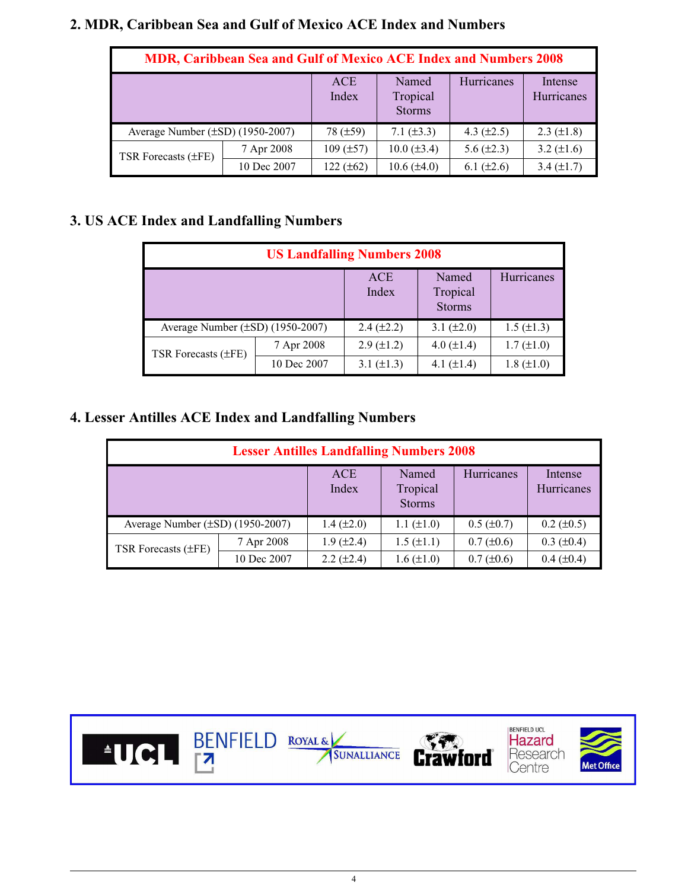## 2. MDR, Caribbean Sea and Gulf of Mexico ACE Index and Numbers

| MDR, Caribbean Sea and Gulf of Mexico ACE Index and Numbers 2008 | | | | | |
|---|---|---|---|---|---|
| | | ACE Index | Named Tropical Storms | Hurricanes | Intense Hurricanes |
| Average Number (±SD) (1950-2007) | | 78 (±59) | 7.1 (±3.3) | 4.3 (±2.5) | 2.3 (±1.8) |
| TSR Forecasts (±FE) | 7 Apr 2008 | 109 (±57) | 10.0 (±3.4) | 5.6 (±2.3) | 3.2 (±1.6) |
| | 10 Dec 2007 | 122 (±62) | 10.6 (±4.0) | 6.1 (±2.6) | 3.4 (±1.7) |

## 3. US ACE Index and Landfalling Numbers

| US Landfalling Numbers 2008 | | | | |
|---|---|---|---|---|
| | | ACE Index | Named Tropical Storms | Hurricanes |
| Average Number (±SD) (1950-2007) | | 2.4 (±2.2) | 3.1 (±2.0) | 1.5 (±1.3) |
| TSR Forecasts (±FE) | 7 Apr 2008 | 2.9 (±1.2) | 4.0 (±1.4) | 1.7 (±1.0) |
| | 10 Dec 2007 | 3.1 (±1.3) | 4.1 (±1.4) | 1.8 (±1.0) |

## 4. Lesser Antilles ACE Index and Landfalling Numbers

| Lesser Antilles Landfalling Numbers 2008 | | | | | |
|---|---|---|---|---|---|
| | | ACE Index | Named Tropical Storms | Hurricanes | Intense Hurricanes |
| Average Number (±SD) (1950-2007) | | 1.4 (±2.0) | 1.1 (±1.0) | 0.5 (±0.7) | 0.2 (±0.5) |
| TSR Forecasts (±FE) | 7 Apr 2008 | 1.9 (±2.4) | 1.5 (±1.1) | 0.7 (±0.6) | 0.3 (±0.4) |
| | 10 Dec 2007 | 2.2 (±2.4) | 1.6 (±1.0) | 0.7 (±0.6) | 0.4 (±0.4) |

UCL BENFIELD ROYAL & SUNALLIANCE Crawford BENFIELD UCL Hazard Research Centre Met Office